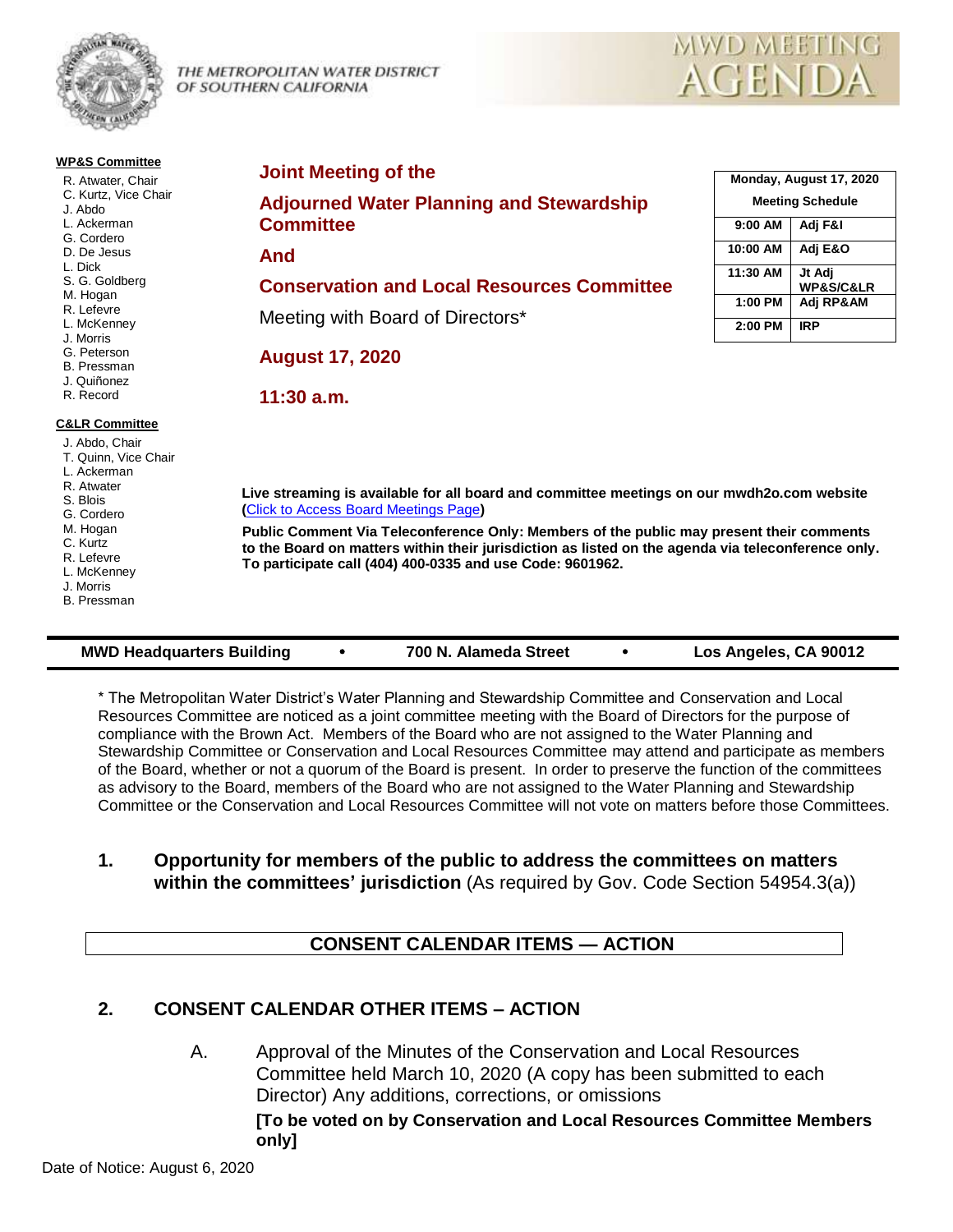THE METROPOLITAN WATER DISTRICT OF SOUTHERN CALIFORNIA

MWD MEETING AGENDA

**WP&S Committee**

- R. Atwater, Chair
- C. Kurtz, Vice Chair
- J. Abdo
- L. Ackerman
- G. Cordero
- D. De Jesus
- L. Dick
- S. G. Goldberg
- M. Hogan
- R. Lefevre
- L. McKenney
- J. Morris
- G. Peterson
- B. Pressman
- J. Quiñonez
- R. Record

**C&LR Committee**

- J. Abdo, Chair
- T. Quinn, Vice Chair
- L. Ackerman
- R. Atwater
- S. Blois
- G. Cordero
- M. Hogan
- C. Kurtz
- R. Lefevre
- L. McKenney
- J. Morris
- B. Pressman

## Joint Meeting of the

## Adjourned Water Planning and Stewardship Committee

## And

## Conservation and Local Resources Committee

Meeting with Board of Directors*

**August 17, 2020**

**11:30 a.m.**

| Monday, August 17, 2020 Meeting Schedule | |
|---|---|
| 9:00 AM | Adj F&I |
| 10:00 AM | Adj E&O |
| 11:30 AM | Jt Adj WP&S/C&LR |
| 1:00 PM | Adj RP&AM |
| 2:00 PM | IRP |

**Live streaming is available for all board and committee meetings on our mwdh2o.com website (Click to Access Board Meetings Page)**

**Public Comment Via Teleconference Only: Members of the public may present their comments to the Board on matters within their jurisdiction as listed on the agenda via teleconference only. To participate call (404) 400-0335 and use Code: 9601962.**

**MWD Headquarters Building • 700 N. Alameda Street • Los Angeles, CA 90012**

* The Metropolitan Water District's Water Planning and Stewardship Committee and Conservation and Local Resources Committee are noticed as a joint committee meeting with the Board of Directors for the purpose of compliance with the Brown Act. Members of the Board who are not assigned to the Water Planning and Stewardship Committee or Conservation and Local Resources Committee may attend and participate as members of the Board, whether or not a quorum of the Board is present. In order to preserve the function of the committees as advisory to the Board, members of the Board who are not assigned to the Water Planning and Stewardship Committee or the Conservation and Local Resources Committee will not vote on matters before those Committees.

**1. Opportunity for members of the public to address the committees on matters within the committees' jurisdiction** (As required by Gov. Code Section 54954.3(a))

## CONSENT CALENDAR ITEMS — ACTION

**2. CONSENT CALENDAR OTHER ITEMS – ACTION**

A. Approval of the Minutes of the Conservation and Local Resources Committee held March 10, 2020 (A copy has been submitted to each Director) Any additions, corrections, or omissions

**[To be voted on by Conservation and Local Resources Committee Members only]**

Date of Notice: August 6, 2020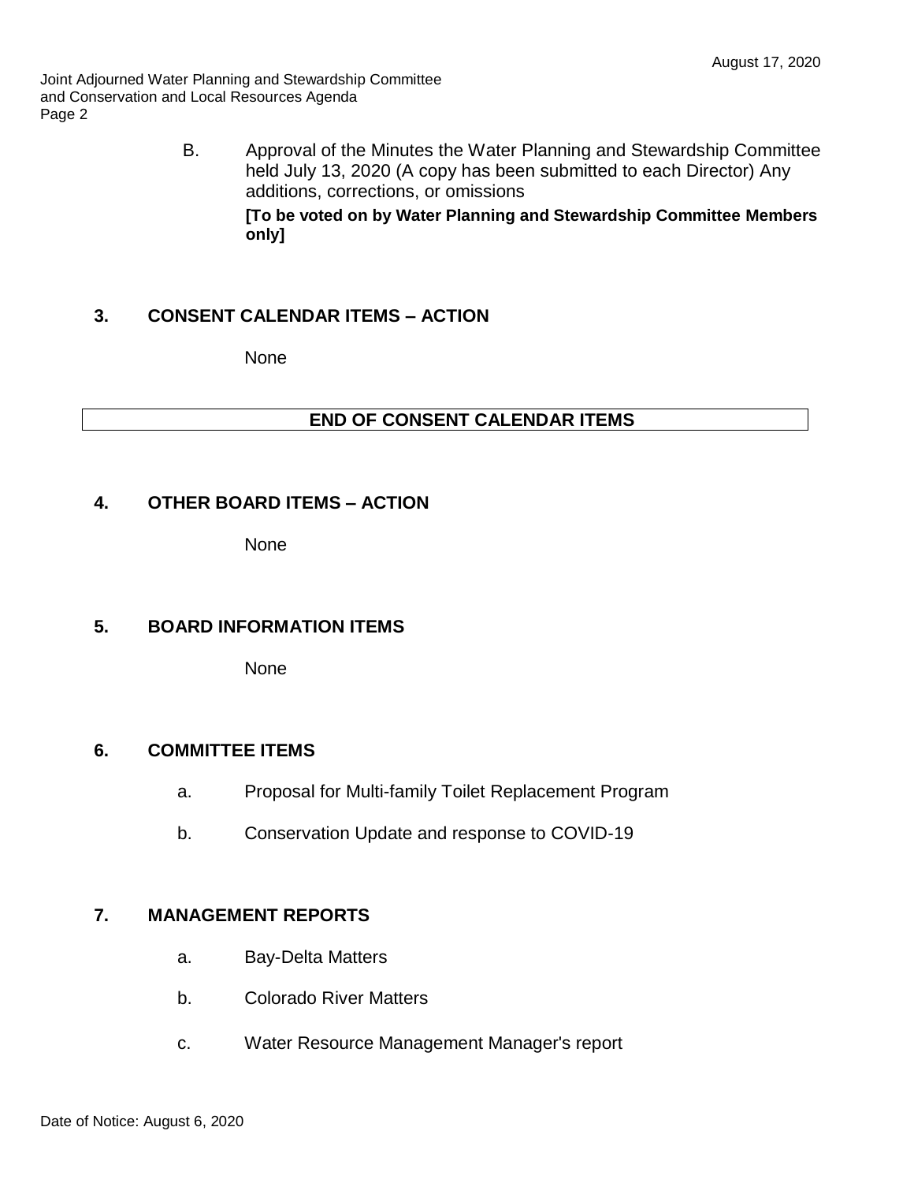B. Approval of the Minutes the Water Planning and Stewardship Committee held July 13, 2020 (A copy has been submitted to each Director) Any additions, corrections, or omissions

**[To be voted on by Water Planning and Stewardship Committee Members only]**

## 3. CONSENT CALENDAR ITEMS – ACTION

None

**END OF CONSENT CALENDAR ITEMS**

## 4. OTHER BOARD ITEMS – ACTION

None

## 5. BOARD INFORMATION ITEMS

None

## 6. COMMITTEE ITEMS

a. Proposal for Multi-family Toilet Replacement Program

b. Conservation Update and response to COVID-19

## 7. MANAGEMENT REPORTS

a. Bay-Delta Matters

b. Colorado River Matters

c. Water Resource Management Manager's report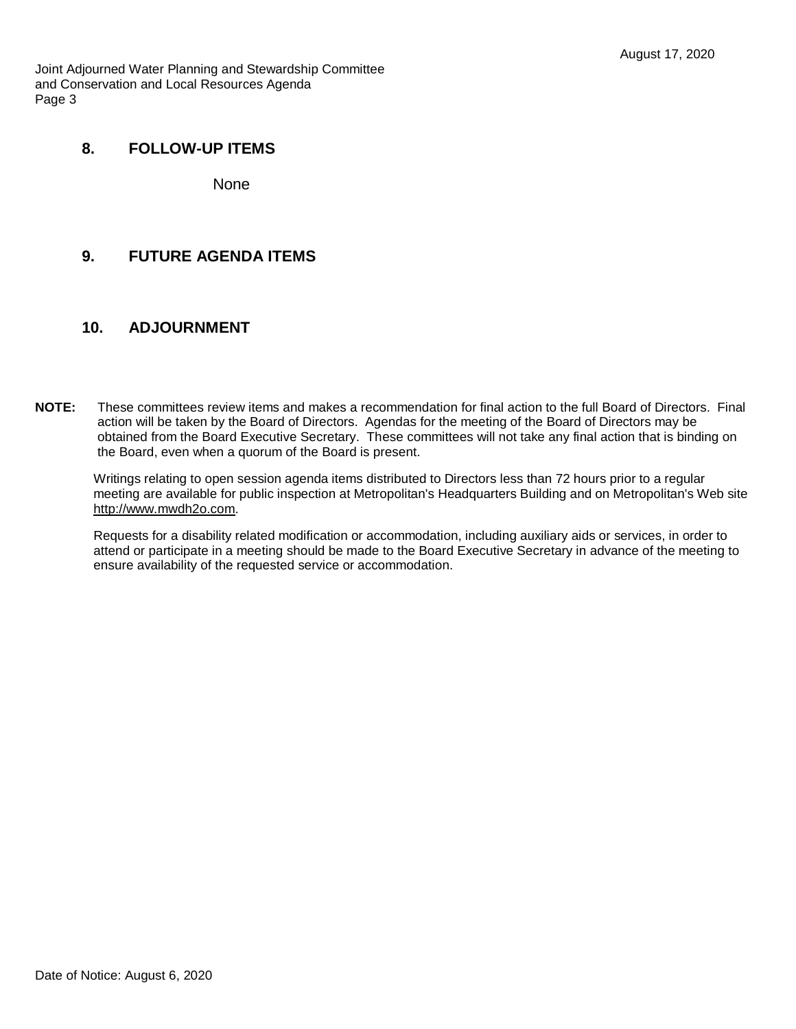## 8. FOLLOW-UP ITEMS

None

## 9. FUTURE AGENDA ITEMS

## 10. ADJOURNMENT

**NOTE:** These committees review items and makes a recommendation for final action to the full Board of Directors. Final action will be taken by the Board of Directors. Agendas for the meeting of the Board of Directors may be obtained from the Board Executive Secretary. These committees will not take any final action that is binding on the Board, even when a quorum of the Board is present.

Writings relating to open session agenda items distributed to Directors less than 72 hours prior to a regular meeting are available for public inspection at Metropolitan's Headquarters Building and on Metropolitan's Web site http://www.mwdh2o.com.

Requests for a disability related modification or accommodation, including auxiliary aids or services, in order to attend or participate in a meeting should be made to the Board Executive Secretary in advance of the meeting to ensure availability of the requested service or accommodation.

Date of Notice: August 6, 2020